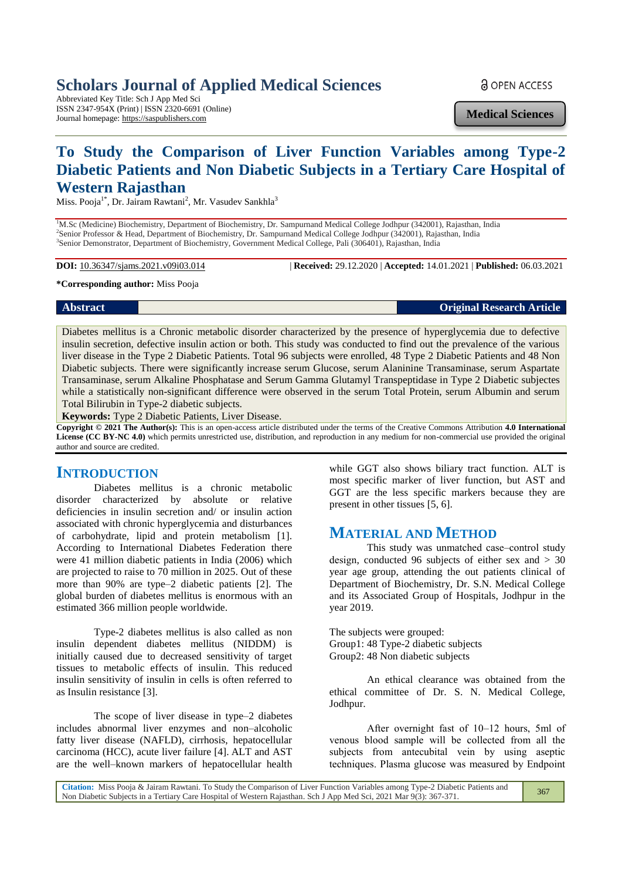Scholars Journal of Applied Medical Sciences
Abbreviated Key Title: Sch J App Med Sci
ISSN 2347-954X (Print) | ISSN 2320-6691 (Online)
Journal homepage: https://saspublishers.com

OPEN ACCESS

**Medical Sciences**

# To Study the Comparison of Liver Function Variables among Type-2 Diabetic Patients and Non Diabetic Subjects in a Tertiary Care Hospital of Western Rajasthan

Miss. Pooja[1*], Dr. Jairam Rawtani[2], Mr. Vasudev Sankhla[3]

[1]M.Sc (Medicine) Biochemistry, Department of Biochemistry, Dr. Sampurnand Medical College Jodhpur (342001), Rajasthan, India
[2]Senior Professor & Head, Department of Biochemistry, Dr. Sampurnand Medical College Jodhpur (342001), Rajasthan, India
[3]Senior Demonstrator, Department of Biochemistry, Government Medical College, Pali (306401), Rajasthan, India

**DOI:** 10.36347/sjams.2021.v09i03.014 | **Received:** 29.12.2020 | **Accepted:** 14.01.2021 | **Published:** 06.03.2021

**\*Corresponding author:** Miss Pooja

**Abstract** **Original Research Article**

Diabetes mellitus is a Chronic metabolic disorder characterized by the presence of hyperglycemia due to defective insulin secretion, defective insulin action or both. This study was conducted to find out the prevalence of the various liver disease in the Type 2 Diabetic Patients. Total 96 subjects were enrolled, 48 Type 2 Diabetic Patients and 48 Non Diabetic subjects. There were significantly increase serum Glucose, serum Alaninine Transaminase, serum Aspartate Transaminase, serum Alkaline Phosphatase and Serum Gamma Glutamyl Transpeptidase in Type 2 Diabetic subjectes while a statistically non-significant difference were observed in the serum Total Protein, serum Albumin and serum Total Bilirubin in Type-2 diabetic subjects.

**Keywords:** Type 2 Diabetic Patients, Liver Disease.

**Copyright © 2021 The Author(s):** This is an open-access article distributed under the terms of the Creative Commons Attribution **4.0 International License (CC BY-NC 4.0)** which permits unrestricted use, distribution, and reproduction in any medium for non-commercial use provided the original author and source are credited.

## INTRODUCTION

Diabetes mellitus is a chronic metabolic disorder characterized by absolute or relative deficiencies in insulin secretion and/ or insulin action associated with chronic hyperglycemia and disturbances of carbohydrate, lipid and protein metabolism [1]. According to International Diabetes Federation there were 41 million diabetic patients in India (2006) which are projected to raise to 70 million in 2025. Out of these more than 90% are type–2 diabetic patients [2]. The global burden of diabetes mellitus is enormous with an estimated 366 million people worldwide.

Type-2 diabetes mellitus is also called as non insulin dependent diabetes mellitus (NIDDM) is initially caused due to decreased sensitivity of target tissues to metabolic effects of insulin. This reduced insulin sensitivity of insulin in cells is often referred to as Insulin resistance [3].

The scope of liver disease in type–2 diabetes includes abnormal liver enzymes and non–alcoholic fatty liver disease (NAFLD), cirrhosis, hepatocellular carcinoma (HCC), acute liver failure [4]. ALT and AST are the well–known markers of hepatocellular health while GGT also shows biliary tract function. ALT is most specific marker of liver function, but AST and GGT are the less specific markers because they are present in other tissues [5, 6].

## MATERIAL AND METHOD

This study was unmatched case–control study design, conducted 96 subjects of either sex and > 30 year age group, attending the out patients clinical of Department of Biochemistry, Dr. S.N. Medical College and its Associated Group of Hospitals, Jodhpur in the year 2019.

The subjects were grouped:
Group1: 48 Type-2 diabetic subjects
Group2: 48 Non diabetic subjects

An ethical clearance was obtained from the ethical committee of Dr. S. N. Medical College, Jodhpur.

After overnight fast of 10–12 hours, 5ml of venous blood sample will be collected from all the subjects from antecubital vein by using aseptic techniques. Plasma glucose was measured by Endpoint

**Citation:** Miss Pooja & Jairam Rawtani. To Study the Comparison of Liver Function Variables among Type-2 Diabetic Patients and Non Diabetic Subjects in a Tertiary Care Hospital of Western Rajasthan. Sch J App Med Sci, 2021 Mar 9(3): 367-371.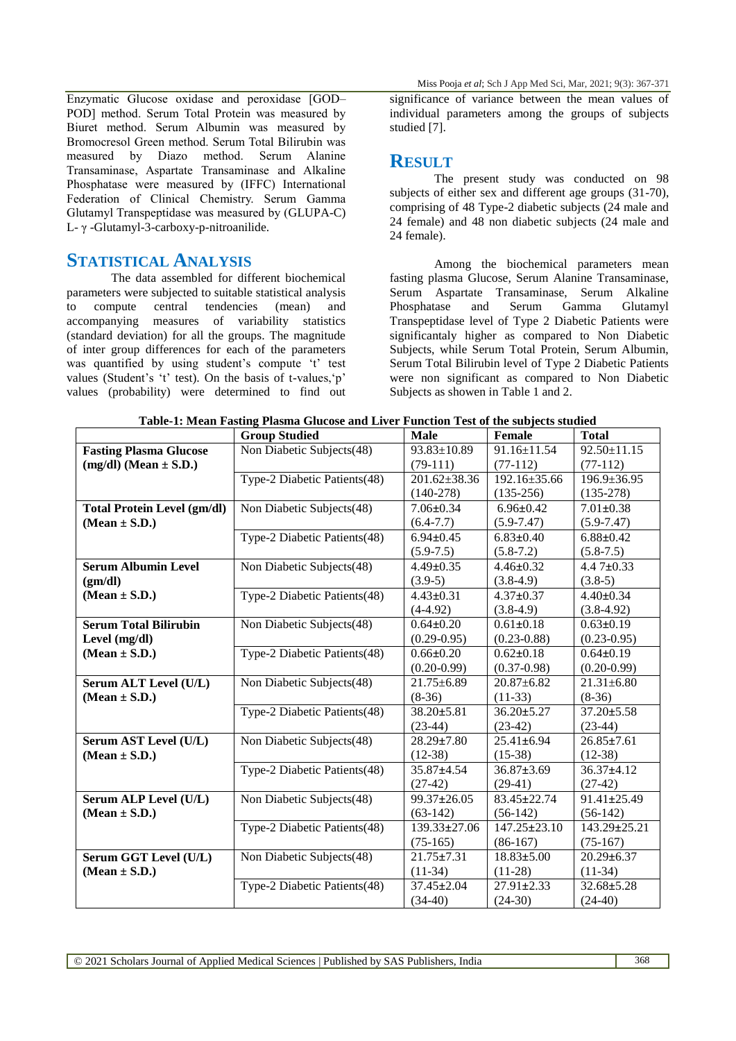Enzymatic Glucose oxidase and peroxidase [GOD–POD] method. Serum Total Protein was measured by Biuret method. Serum Albumin was measured by Bromocresol Green method. Serum Total Bilirubin was measured by Diazo method. Serum Alanine Transaminase, Aspartate Transaminase and Alkaline Phosphatase were measured by (IFFC) International Federation of Clinical Chemistry. Serum Gamma Glutamyl Transpeptidase was measured by (GLUPA-C) L- γ -Glutamyl-3-carboxy-p-nitroanilide.

## STATISTICAL ANALYSIS

The data assembled for different biochemical parameters were subjected to suitable statistical analysis to compute central tendencies (mean) and accompanying measures of variability statistics (standard deviation) for all the groups. The magnitude of inter group differences for each of the parameters was quantified by using student's compute 't' test values (Student's 't' test). On the basis of t-values,'p' values (probability) were determined to find out significance of variance between the mean values of individual parameters among the groups of subjects studied [7].

## RESULT

The present study was conducted on 98 subjects of either sex and different age groups (31-70), comprising of 48 Type-2 diabetic subjects (24 male and 24 female) and 48 non diabetic subjects (24 male and 24 female).

Among the biochemical parameters mean fasting plasma Glucose, Serum Alanine Transaminase, Serum Aspartate Transaminase, Serum Alkaline Phosphatase and Serum Gamma Glutamyl Transpeptidase level of Type 2 Diabetic Patients were significantaly higher as compared to Non Diabetic Subjects, while Serum Total Protein, Serum Albumin, Serum Total Bilirubin level of Type 2 Diabetic Patients were non significant as compared to Non Diabetic Subjects as shown in Table 1 and 2.

**Table-1: Mean Fasting Plasma Glucose and Liver Function Test of the subjects studied**

| | Group Studied | Male | Female | Total |
|---|---|---|---|---|
| **Fasting Plasma Glucose (mg/dl) (Mean ± S.D.)** | Non Diabetic Subjects(48) | 93.83±10.89 (79-111) | 91.16±11.54 (77-112) | 92.50±11.15 (77-112) |
| | Type-2 Diabetic Patients(48) | 201.62±38.36 (140-278) | 192.16±35.66 (135-256) | 196.9±36.95 (135-278) |
| **Total Protein Level (gm/dl) (Mean ± S.D.)** | Non Diabetic Subjects(48) | 7.06±0.34 (6.4-7.7) | 6.96±0.42 (5.9-7.47) | 7.01±0.38 (5.9-7.47) |
| | Type-2 Diabetic Patients(48) | 6.94±0.45 (5.9-7.5) | 6.83±0.40 (5.8-7.2) | 6.88±0.42 (5.8-7.5) |
| **Serum Albumin Level (gm/dl) (Mean ± S.D.)** | Non Diabetic Subjects(48) | 4.49±0.35 (3.9-5) | 4.46±0.32 (3.8-4.9) | 4.4 7±0.33 (3.8-5) |
| | Type-2 Diabetic Patients(48) | 4.43±0.31 (4-4.92) | 4.37±0.37 (3.8-4.9) | 4.40±0.34 (3.8-4.92) |
| **Serum Total Bilirubin Level (mg/dl) (Mean ± S.D.)** | Non Diabetic Subjects(48) | 0.64±0.20 (0.29-0.95) | 0.61±0.18 (0.23-0.88) | 0.63±0.19 (0.23-0.95) |
| | Type-2 Diabetic Patients(48) | 0.66±0.20 (0.20-0.99) | 0.62±0.18 (0.37-0.98) | 0.64±0.19 (0.20-0.99) |
| **Serum ALT Level (U/L) (Mean ± S.D.)** | Non Diabetic Subjects(48) | 21.75±6.89 (8-36) | 20.87±6.82 (11-33) | 21.31±6.80 (8-36) |
| | Type-2 Diabetic Patients(48) | 38.20±5.81 (23-44) | 36.20±5.27 (23-42) | 37.20±5.58 (23-44) |
| **Serum AST Level (U/L) (Mean ± S.D.)** | Non Diabetic Subjects(48) | 28.29±7.80 (12-38) | 25.41±6.94 (15-38) | 26.85±7.61 (12-38) |
| | Type-2 Diabetic Patients(48) | 35.87±4.54 (27-42) | 36.87±3.69 (29-41) | 36.37±4.12 (27-42) |
| **Serum ALP Level (U/L) (Mean ± S.D.)** | Non Diabetic Subjects(48) | 99.37±26.05 (63-142) | 83.45±22.74 (56-142) | 91.41±25.49 (56-142) |
| | Type-2 Diabetic Patients(48) | 139.33±27.06 (75-165) | 147.25±23.10 (86-167) | 143.29±25.21 (75-167) |
| **Serum GGT Level (U/L) (Mean ± S.D.)** | Non Diabetic Subjects(48) | 21.75±7.31 (11-34) | 18.83±5.00 (11-28) | 20.29±6.37 (11-34) |
| | Type-2 Diabetic Patients(48) | 37.45±2.04 (34-40) | 27.91±2.33 (24-30) | 32.68±5.28 (24-40) |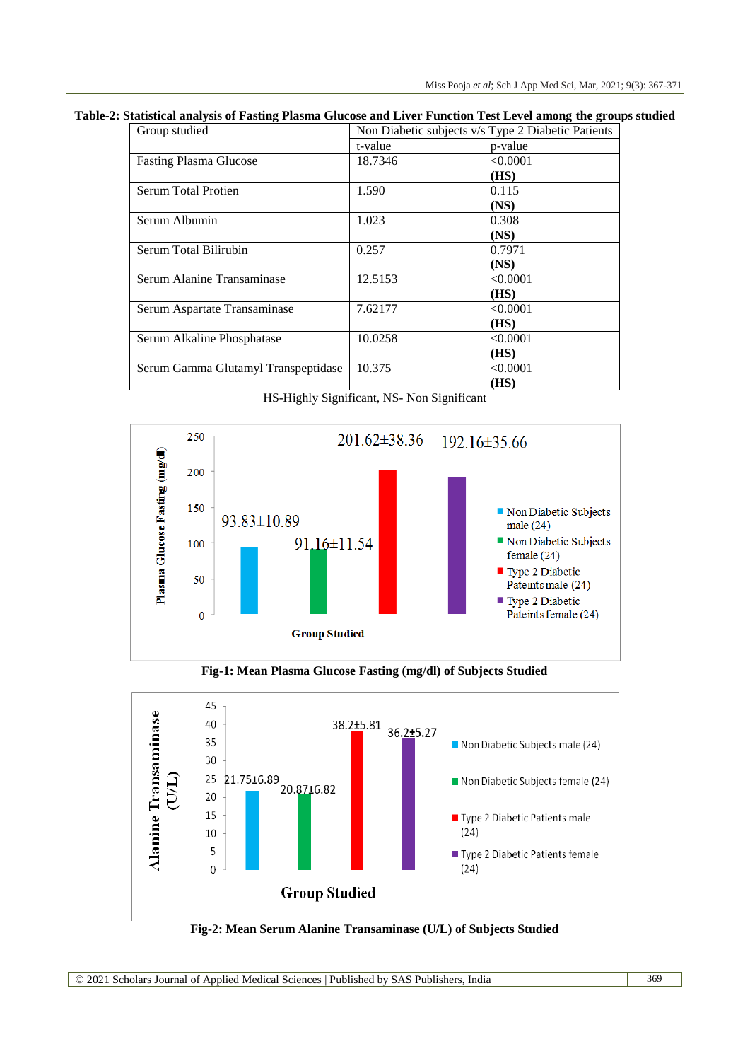**Table-2: Statistical analysis of Fasting Plasma Glucose and Liver Function Test Level among the groups studied**

| Group studied | Non Diabetic subjects v/s Type 2 Diabetic Patients | |
|---|---|---|
| | t-value | p-value |
| Fasting Plasma Glucose | 18.7346 | <0.0001 **(HS)** |
| Serum Total Protien | 1.590 | 0.115 **(NS)** |
| Serum Albumin | 1.023 | 0.308 **(NS)** |
| Serum Total Bilirubin | 0.257 | 0.7971 **(NS)** |
| Serum Alanine Transaminase | 12.5153 | <0.0001 **(HS)** |
| Serum Aspartate Transaminase | 7.62177 | <0.0001 **(HS)** |
| Serum Alkaline Phosphatase | 10.0258 | <0.0001 **(HS)** |
| Serum Gamma Glutamyl Transpeptidase | 10.375 | <0.0001 **(HS)** |

HS-Highly Significant, NS- Non Significant

**Fig-1: Mean Plasma Glucose Fasting (mg/dl) of Subjects Studied**

**Fig-2: Mean Serum Alanine Transaminase (U/L) of Subjects Studied**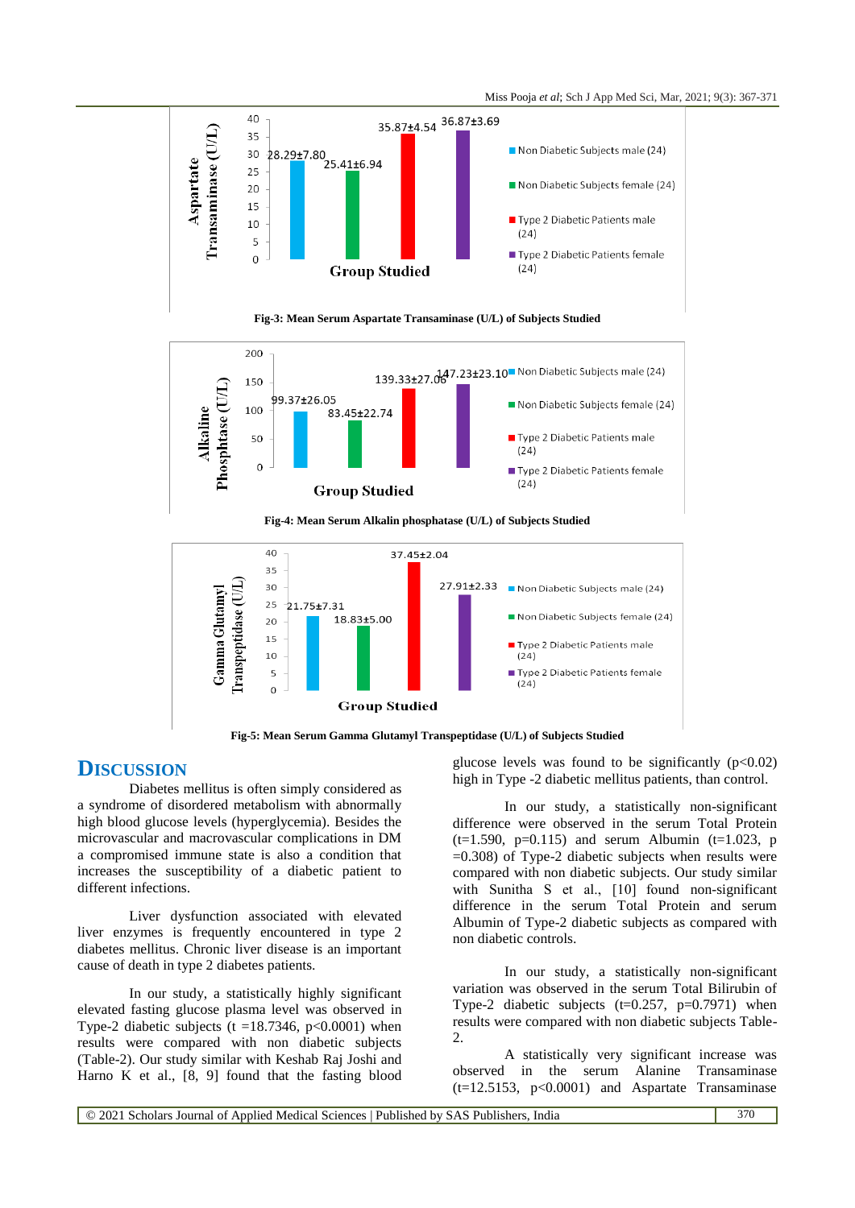Fig-3: Mean Serum Aspartate Transaminase (U/L) of Subjects Studied

Fig-4: Mean Serum Alkalin phosphatase (U/L) of Subjects Studied

Fig-5: Mean Serum Gamma Glutamyl Transpeptidase (U/L) of Subjects Studied

## DISCUSSION

Diabetes mellitus is often simply considered as a syndrome of disordered metabolism with abnormally high blood glucose levels (hyperglycemia). Besides the microvascular and macrovascular complications in DM a compromised immune state is also a condition that increases the susceptibility of a diabetic patient to different infections.

Liver dysfunction associated with elevated liver enzymes is frequently encountered in type 2 diabetes mellitus. Chronic liver disease is an important cause of death in type 2 diabetes patients.

In our study, a statistically highly significant elevated fasting glucose plasma level was observed in Type-2 diabetic subjects ($t = 18.7346$, $p < 0.0001$) when results were compared with non diabetic subjects (Table-2). Our study similar with Keshab Raj Joshi and Harno K et al., [8, 9] found that the fasting blood glucose levels was found to be significantly ($p < 0.02$) high in Type -2 diabetic mellitus patients, than control.

In our study, a statistically non-significant difference were observed in the serum Total Protein ($t = 1.590$, $p = 0.115$) and serum Albumin ($t = 1.023$, $p = 0.308$) of Type-2 diabetic subjects when results were compared with non diabetic subjects. Our study similar with Sunitha S et al., [10] found non-significant difference in the serum Total Protein and serum Albumin of Type-2 diabetic subjects as compared with non diabetic controls.

In our study, a statistically non-significant variation was observed in the serum Total Bilirubin of Type-2 diabetic subjects ($t = 0.257$, $p = 0.7971$) when results were compared with non diabetic subjects Table-2.

A statistically very significant increase was observed in the serum Alanine Transaminase ($t = 12.5153$, $p < 0.0001$) and Aspartate Transaminase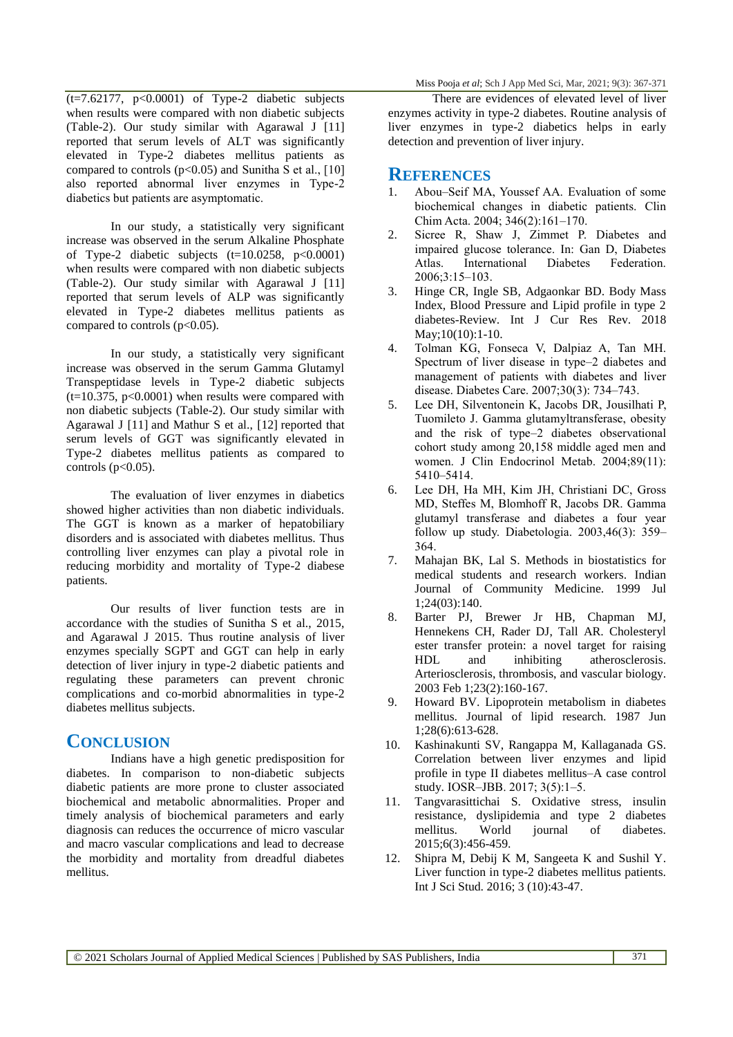(t=7.62177, p<0.0001) of Type-2 diabetic subjects when results were compared with non diabetic subjects (Table-2). Our study similar with Agarawal J [11] reported that serum levels of ALT was significantly elevated in Type-2 diabetes mellitus patients as compared to controls (p<0.05) and Sunitha S et al., [10] also reported abnormal liver enzymes in Type-2 diabetics but patients are asymptomatic.

In our study, a statistically very significant increase was observed in the serum Alkaline Phosphate of Type-2 diabetic subjects (t=10.0258, p<0.0001) when results were compared with non diabetic subjects (Table-2). Our study similar with Agarawal J [11] reported that serum levels of ALP was significantly elevated in Type-2 diabetes mellitus patients as compared to controls (p<0.05).

In our study, a statistically very significant increase was observed in the serum Gamma Glutamyl Transpeptidase levels in Type-2 diabetic subjects (t=10.375, p<0.0001) when results were compared with non diabetic subjects (Table-2). Our study similar with Agarawal J [11] and Mathur S et al., [12] reported that serum levels of GGT was significantly elevated in Type-2 diabetes mellitus patients as compared to controls (p<0.05).

The evaluation of liver enzymes in diabetics showed higher activities than non diabetic individuals. The GGT is known as a marker of hepatobiliary disorders and is associated with diabetes mellitus. Thus controlling liver enzymes can play a pivotal role in reducing morbidity and mortality of Type-2 diabese patients.

Our results of liver function tests are in accordance with the studies of Sunitha S et al., 2015, and Agarawal J 2015. Thus routine analysis of liver enzymes specially SGPT and GGT can help in early detection of liver injury in type-2 diabetic patients and regulating these parameters can prevent chronic complications and co-morbid abnormalities in type-2 diabetes mellitus subjects.

## CONCLUSION

Indians have a high genetic predisposition for diabetes. In comparison to non-diabetic subjects diabetic patients are more prone to cluster associated biochemical and metabolic abnormalities. Proper and timely analysis of biochemical parameters and early diagnosis can reduces the occurrence of micro vascular and macro vascular complications and lead to decrease the morbidity and mortality from dreadful diabetes mellitus.

There are evidences of elevated level of liver enzymes activity in type-2 diabetes. Routine analysis of liver enzymes in type-2 diabetics helps in early detection and prevention of liver injury.

## REFERENCES

1. Abou–Seif MA, Youssef AA. Evaluation of some biochemical changes in diabetic patients. Clin Chim Acta. 2004; 346(2):161–170.
2. Sicree R, Shaw J, Zimmet P. Diabetes and impaired glucose tolerance. In: Gan D, Diabetes Atlas. International Diabetes Federation. 2006;3:15–103.
3. Hinge CR, Ingle SB, Adgaonkar BD. Body Mass Index, Blood Pressure and Lipid profile in type 2 diabetes-Review. Int J Cur Res Rev. 2018 May;10(10):1-10.
4. Tolman KG, Fonseca V, Dalpiaz A, Tan MH. Spectrum of liver disease in type–2 diabetes and management of patients with diabetes and liver disease. Diabetes Care. 2007;30(3): 734–743.
5. Lee DH, Silventonein K, Jacobs DR, Jousilhati P, Tuomileto J. Gamma glutamyltransferase, obesity and the risk of type–2 diabetes observational cohort study among 20,158 middle aged men and women. J Clin Endocrinol Metab. 2004;89(11): 5410–5414.
6. Lee DH, Ha MH, Kim JH, Christiani DC, Gross MD, Steffes M, Blomhoff R, Jacobs DR. Gamma glutamyl transferase and diabetes a four year follow up study. Diabetologia. 2003,46(3): 359–364.
7. Mahajan BK, Lal S. Methods in biostatistics for medical students and research workers. Indian Journal of Community Medicine. 1999 Jul 1;24(03):140.
8. Barter PJ, Brewer Jr HB, Chapman MJ, Hennekens CH, Rader DJ, Tall AR. Cholesteryl ester transfer protein: a novel target for raising HDL and inhibiting atherosclerosis. Arteriosclerosis, thrombosis, and vascular biology. 2003 Feb 1;23(2):160-167.
9. Howard BV. Lipoprotein metabolism in diabetes mellitus. Journal of lipid research. 1987 Jun 1;28(6):613-628.
10. Kashinakunti SV, Rangappa M, Kallaganada GS. Correlation between liver enzymes and lipid profile in type II diabetes mellitus–A case control study. IOSR–JBB. 2017; 3(5):1–5.
11. Tangvarasittichai S. Oxidative stress, insulin resistance, dyslipidemia and type 2 diabetes mellitus. World journal of diabetes. 2015;6(3):456-459.
12. Shipra M, Debij K M, Sangeeta K and Sushil Y. Liver function in type-2 diabetes mellitus patients. Int J Sci Stud. 2016; 3 (10):43-47.